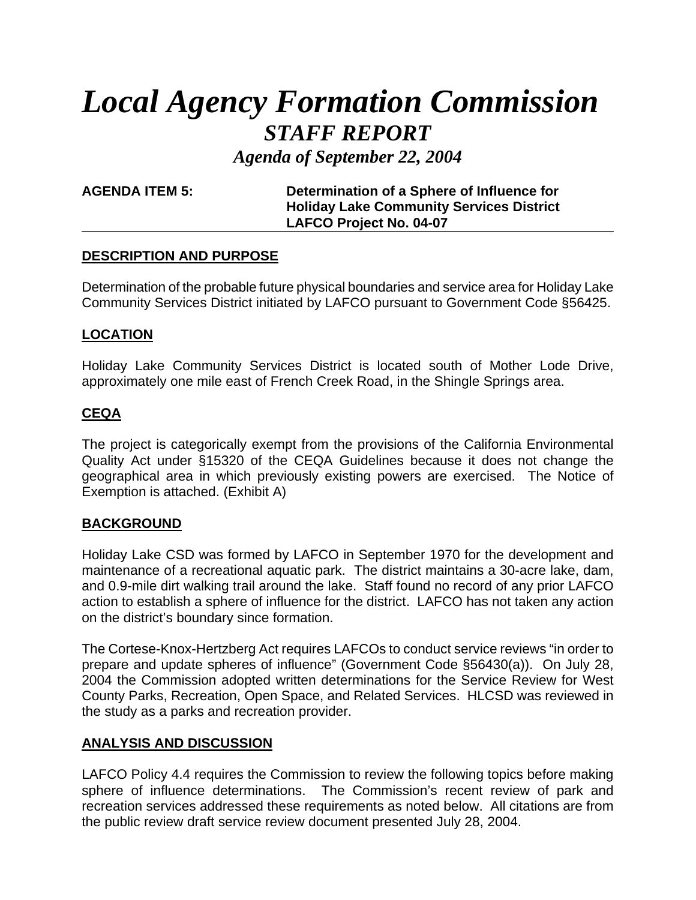# *Local Agency Formation Commission*

## *STAFF REPORT*

### *Agenda of September 22, 2004*

**AGENDA ITEM 5:** **Determination of a Sphere of Influence for Holiday Lake Community Services District LAFCO Project No. 04-07**

---

**DESCRIPTION AND PURPOSE**

Determination of the probable future physical boundaries and service area for Holiday Lake Community Services District initiated by LAFCO pursuant to Government Code §56425.

**LOCATION**

Holiday Lake Community Services District is located south of Mother Lode Drive, approximately one mile east of French Creek Road, in the Shingle Springs area.

**CEQA**

The project is categorically exempt from the provisions of the California Environmental Quality Act under §15320 of the CEQA Guidelines because it does not change the geographical area in which previously existing powers are exercised. The Notice of Exemption is attached. (Exhibit A)

**BACKGROUND**

Holiday Lake CSD was formed by LAFCO in September 1970 for the development and maintenance of a recreational aquatic park. The district maintains a 30-acre lake, dam, and 0.9-mile dirt walking trail around the lake. Staff found no record of any prior LAFCO action to establish a sphere of influence for the district. LAFCO has not taken any action on the district's boundary since formation.

The Cortese-Knox-Hertzberg Act requires LAFCOs to conduct service reviews "in order to prepare and update spheres of influence" (Government Code §56430(a)). On July 28, 2004 the Commission adopted written determinations for the Service Review for West County Parks, Recreation, Open Space, and Related Services. HLCSD was reviewed in the study as a parks and recreation provider.

**ANALYSIS AND DISCUSSION**

LAFCO Policy 4.4 requires the Commission to review the following topics before making sphere of influence determinations. The Commission's recent review of park and recreation services addressed these requirements as noted below. All citations are from the public review draft service review document presented July 28, 2004.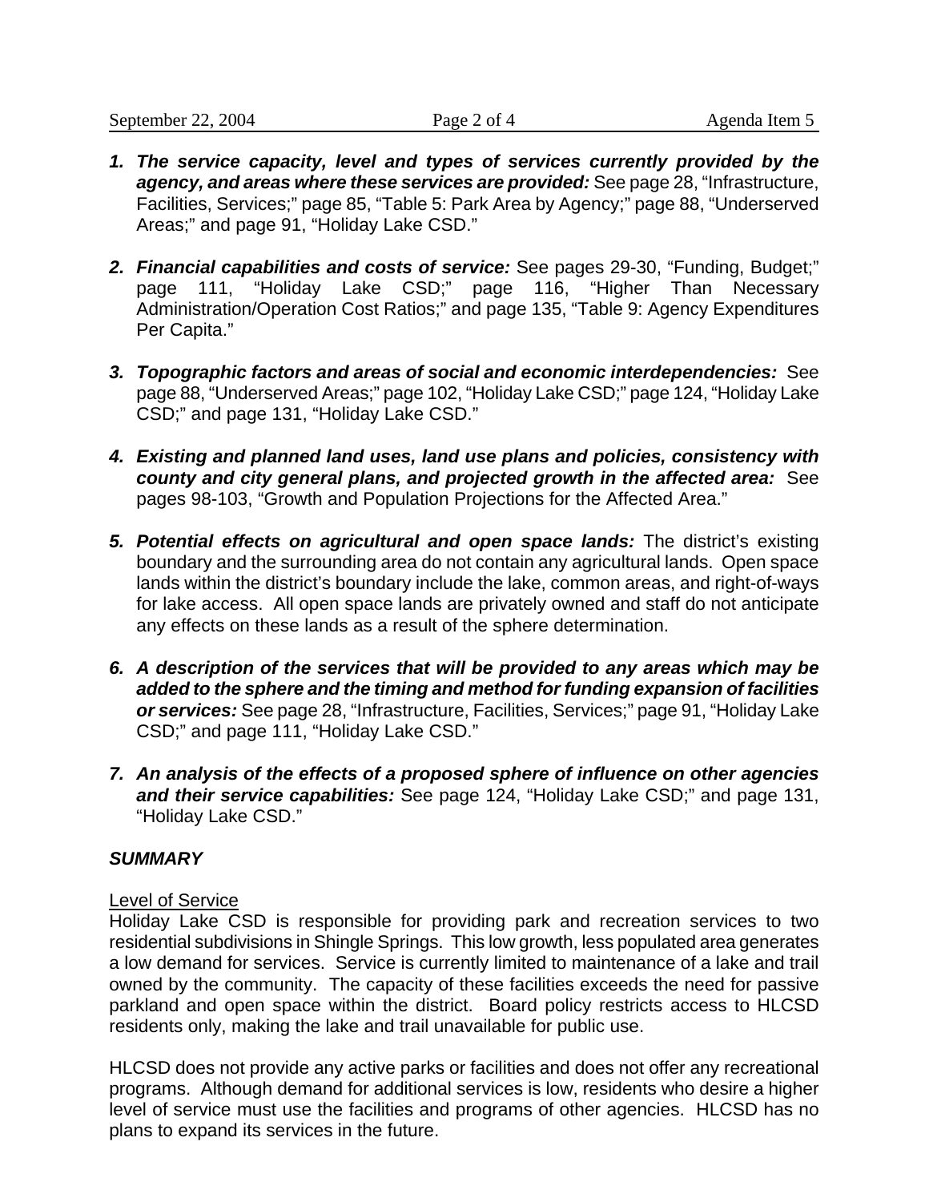1. ***The service capacity, level and types of services currently provided by the agency, and areas where these services are provided:*** See page 28, "Infrastructure, Facilities, Services;" page 85, "Table 5: Park Area by Agency;" page 88, "Underserved Areas;" and page 91, "Holiday Lake CSD."

2. ***Financial capabilities and costs of service:*** See pages 29-30, "Funding, Budget;" page 111, "Holiday Lake CSD;" page 116, "Higher Than Necessary Administration/Operation Cost Ratios;" and page 135, "Table 9: Agency Expenditures Per Capita."

3. ***Topographic factors and areas of social and economic interdependencies:*** See page 88, "Underserved Areas;" page 102, "Holiday Lake CSD;" page 124, "Holiday Lake CSD;" and page 131, "Holiday Lake CSD."

4. ***Existing and planned land uses, land use plans and policies, consistency with county and city general plans, and projected growth in the affected area:*** See pages 98-103, "Growth and Population Projections for the Affected Area."

5. ***Potential effects on agricultural and open space lands:*** The district's existing boundary and the surrounding area do not contain any agricultural lands. Open space lands within the district's boundary include the lake, common areas, and right-of-ways for lake access. All open space lands are privately owned and staff do not anticipate any effects on these lands as a result of the sphere determination.

6. ***A description of the services that will be provided to any areas which may be added to the sphere and the timing and method for funding expansion of facilities or services:*** See page 28, "Infrastructure, Facilities, Services;" page 91, "Holiday Lake CSD;" and page 111, "Holiday Lake CSD."

7. ***An analysis of the effects of a proposed sphere of influence on other agencies and their service capabilities:*** See page 124, "Holiday Lake CSD;" and page 131, "Holiday Lake CSD."

***SUMMARY***

<u>Level of Service</u>

Holiday Lake CSD is responsible for providing park and recreation services to two residential subdivisions in Shingle Springs. This low growth, less populated area generates a low demand for services. Service is currently limited to maintenance of a lake and trail owned by the community. The capacity of these facilities exceeds the need for passive parkland and open space within the district. Board policy restricts access to HLCSD residents only, making the lake and trail unavailable for public use.

HLCSD does not provide any active parks or facilities and does not offer any recreational programs. Although demand for additional services is low, residents who desire a higher level of service must use the facilities and programs of other agencies. HLCSD has no plans to expand its services in the future.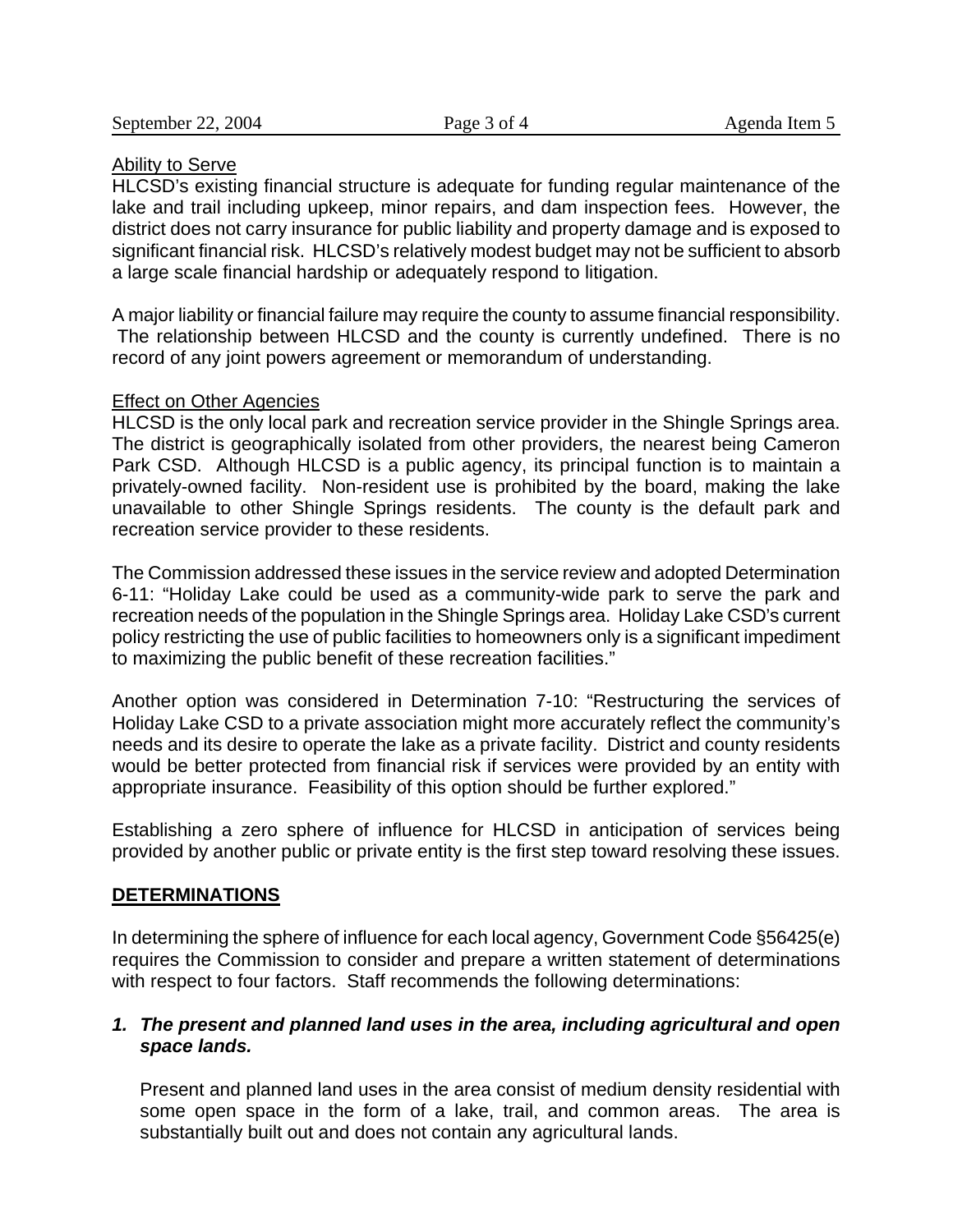Ability to Serve

HLCSD's existing financial structure is adequate for funding regular maintenance of the lake and trail including upkeep, minor repairs, and dam inspection fees. However, the district does not carry insurance for public liability and property damage and is exposed to significant financial risk. HLCSD's relatively modest budget may not be sufficient to absorb a large scale financial hardship or adequately respond to litigation.

A major liability or financial failure may require the county to assume financial responsibility. The relationship between HLCSD and the county is currently undefined. There is no record of any joint powers agreement or memorandum of understanding.

Effect on Other Agencies

HLCSD is the only local park and recreation service provider in the Shingle Springs area. The district is geographically isolated from other providers, the nearest being Cameron Park CSD. Although HLCSD is a public agency, its principal function is to maintain a privately-owned facility. Non-resident use is prohibited by the board, making the lake unavailable to other Shingle Springs residents. The county is the default park and recreation service provider to these residents.

The Commission addressed these issues in the service review and adopted Determination 6-11: "Holiday Lake could be used as a community-wide park to serve the park and recreation needs of the population in the Shingle Springs area. Holiday Lake CSD's current policy restricting the use of public facilities to homeowners only is a significant impediment to maximizing the public benefit of these recreation facilities."

Another option was considered in Determination 7-10: "Restructuring the services of Holiday Lake CSD to a private association might more accurately reflect the community's needs and its desire to operate the lake as a private facility. District and county residents would be better protected from financial risk if services were provided by an entity with appropriate insurance. Feasibility of this option should be further explored."

Establishing a zero sphere of influence for HLCSD in anticipation of services being provided by another public or private entity is the first step toward resolving these issues.

## DETERMINATIONS

In determining the sphere of influence for each local agency, Government Code §56425(e) requires the Commission to consider and prepare a written statement of determinations with respect to four factors. Staff recommends the following determinations:

1. ***The present and planned land uses in the area, including agricultural and open space lands.***

   Present and planned land uses in the area consist of medium density residential with some open space in the form of a lake, trail, and common areas. The area is substantially built out and does not contain any agricultural lands.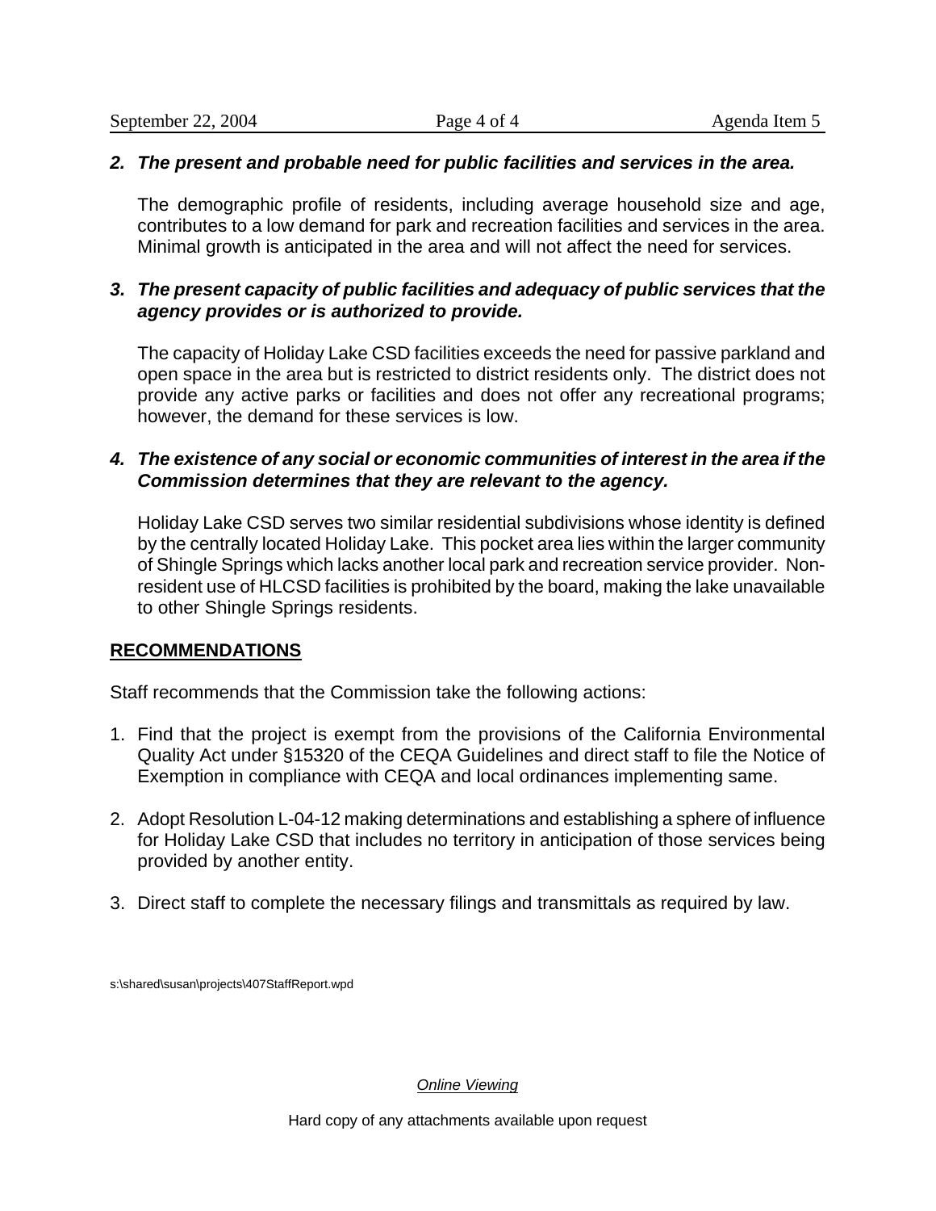***2. The present and probable need for public facilities and services in the area.***

The demographic profile of residents, including average household size and age, contributes to a low demand for park and recreation facilities and services in the area. Minimal growth is anticipated in the area and will not affect the need for services.

***3. The present capacity of public facilities and adequacy of public services that the agency provides or is authorized to provide.***

The capacity of Holiday Lake CSD facilities exceeds the need for passive parkland and open space in the area but is restricted to district residents only. The district does not provide any active parks or facilities and does not offer any recreational programs; however, the demand for these services is low.

***4. The existence of any social or economic communities of interest in the area if the Commission determines that they are relevant to the agency.***

Holiday Lake CSD serves two similar residential subdivisions whose identity is defined by the centrally located Holiday Lake. This pocket area lies within the larger community of Shingle Springs which lacks another local park and recreation service provider. Non-resident use of HLCSD facilities is prohibited by the board, making the lake unavailable to other Shingle Springs residents.

## RECOMMENDATIONS

Staff recommends that the Commission take the following actions:

1. Find that the project is exempt from the provisions of the California Environmental Quality Act under §15320 of the CEQA Guidelines and direct staff to file the Notice of Exemption in compliance with CEQA and local ordinances implementing same.

2. Adopt Resolution L-04-12 making determinations and establishing a sphere of influence for Holiday Lake CSD that includes no territory in anticipation of those services being provided by another entity.

3. Direct staff to complete the necessary filings and transmittals as required by law.

s:\shared\susan\projects\407StaffReport.wpd

*Online Viewing*

Hard copy of any attachments available upon request